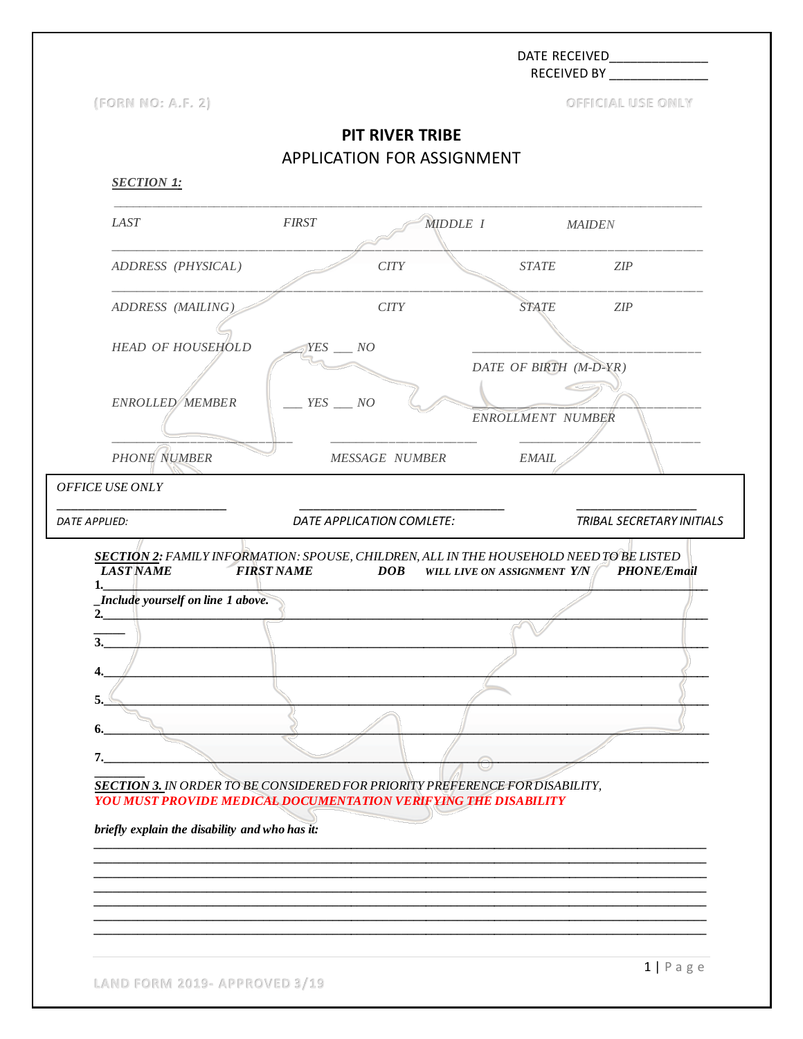DATE RECEIVED_______________
RECEIVED BY _______________

(FORN NO: A.F. 2) OFFICIAL USE ONLY

# PIT RIVER TRIBE
## APPLICATION FOR ASSIGNMENT

***SECTION 1:***

_______________________________________________________________________________

*LAST* *FIRST* *MIDDLE I* *MAIDEN*

_______________________________________________________________________________

*ADDRESS (PHYSICAL)* *CITY* *STATE* *ZIP*

_______________________________________________________________________________

*ADDRESS (MAILING)* *CITY* *STATE* *ZIP*

*HEAD OF HOUSEHOLD* ___ *YES* ___ *NO* _______________________________

*DATE OF BIRTH (M-D-YR)*

*ENROLLED MEMBER* ___ *YES* ___ *NO* _______________________________

*ENROLLMENT NUMBER*

___________________________ ______________________ ___________________________

*PHONE NUMBER* *MESSAGE NUMBER* *EMAIL*

*OFFICE USE ONLY*

___________________________ _______________________________ __________________

*DATE APPLIED:* *DATE APPLICATION COMLETE:* *TRIBAL SECRETARY INITIALS*

***SECTION 2:*** *FAMILY INFORMATION: SPOUSE, CHILDREN, ALL IN THE HOUSEHOLD NEED TO BE LISTED*

| | LAST NAME | FIRST NAME | DOB | WILL LIVE ON ASSIGNMENT Y/N | PHONE/Email |
|---|---|---|---|---|---|
| 1. | | | | | |
| 2. | | | | | |
| 3. | | | | | |
| 4. | | | | | |
| 5. | | | | | |
| 6. | | | | | |
| 7. | | | | | |

***Include yourself on line 1 above.***

***SECTION 3.*** *IN ORDER TO BE CONSIDERED FOR PRIORITY PREFERENCE FOR DISABILITY,*
***YOU MUST PROVIDE MEDICAL DOCUMENTATION VERIFYING THE DISABILITY***

***briefly explain the disability and who has it:***

_______________________________________________________________________________
_______________________________________________________________________________
_______________________________________________________________________________
_______________________________________________________________________________
_______________________________________________________________________________
_______________________________________________________________________________
_______________________________________________________________________________

LAND FORM 2019- APPROVED 3/19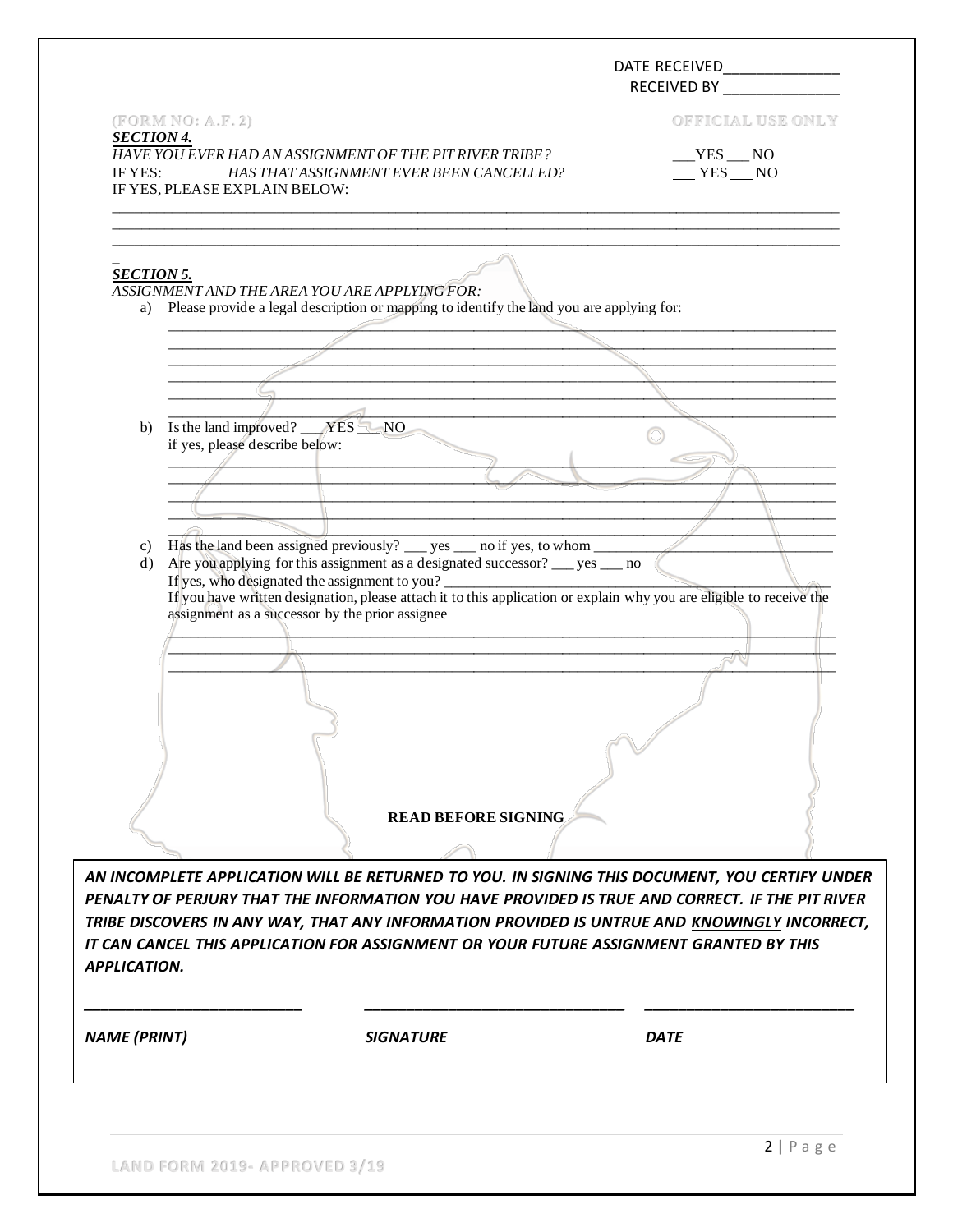DATE RECEIVED______________

RECEIVED BY ______________

(FORM NO: A.F. 2)

OFFICIAL USE ONLY

***SECTION 4.***

*HAVE YOU EVER HAD AN ASSIGNMENT OF THE PIT RIVER TRIBE?* ___YES ___ NO

IF YES: *HAS THAT ASSIGNMENT EVER BEEN CANCELLED?* ___ YES ___ NO

IF YES, PLEASE EXPLAIN BELOW:

______________________________________________________________________________
______________________________________________________________________________
______________________________________________________________________________

***SECTION 5.***

*ASSIGNMENT AND THE AREA YOU ARE APPLYING FOR:*

a) Please provide a legal description or mapping to identify the land you are applying for:

______________________________________________________________________________
______________________________________________________________________________
______________________________________________________________________________
______________________________________________________________________________
______________________________________________________________________________
______________________________________________________________________________

b) Is the land improved? ___YES ___ NO
   if yes, please describe below:

______________________________________________________________________________
______________________________________________________________________________
______________________________________________________________________________
______________________________________________________________________________
______________________________________________________________________________

c) Has the land been assigned previously? ___ yes ___ no if yes, to whom ______________________________

d) Are you applying for this assignment as a designated successor? ___ yes ___ no
   If yes, who designated the assignment to you? ______________________________
   If you have written designation, please attach it to this application or explain why you are eligible to receive the assignment as a successor by the prior assignee

______________________________________________________________________________
______________________________________________________________________________
______________________________________________________________________________

**READ BEFORE SIGNING**

***AN INCOMPLETE APPLICATION WILL BE RETURNED TO YOU. IN SIGNING THIS DOCUMENT, YOU CERTIFY UNDER PENALTY OF PERJURY THAT THE INFORMATION YOU HAVE PROVIDED IS TRUE AND CORRECT. IF THE PIT RIVER TRIBE DISCOVERS IN ANY WAY, THAT ANY INFORMATION PROVIDED IS UNTRUE AND <u>KNOWINGLY</u> INCORRECT, IT CAN CANCEL THIS APPLICATION FOR ASSIGNMENT OR YOUR FUTURE ASSIGNMENT GRANTED BY THIS APPLICATION.***

| ___________________________ | ___________________________ | ___________________________ |
|---|---|---|
| ***NAME (PRINT)*** | ***SIGNATURE*** | ***DATE*** |

LAND FORM 2019- APPROVED 3/19